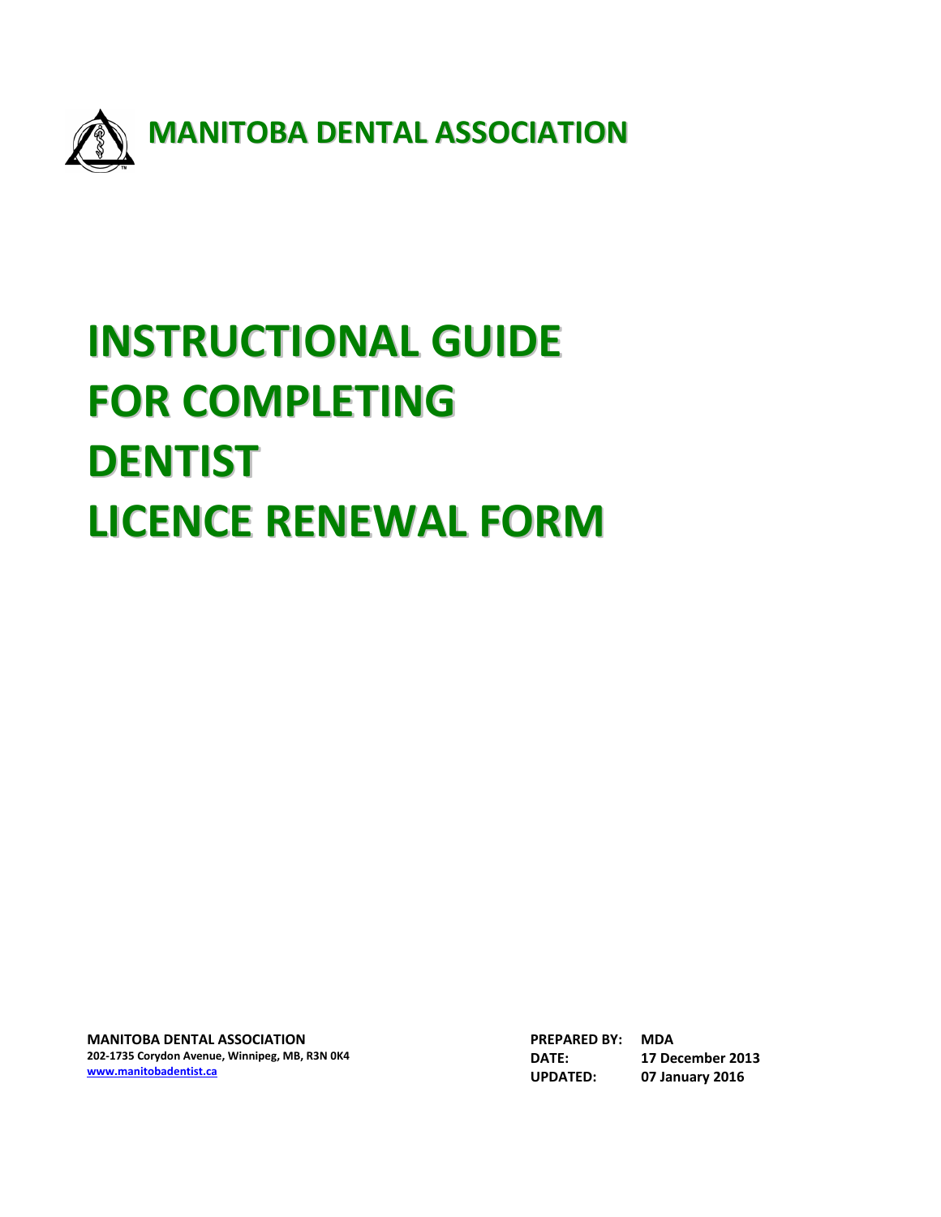**MANITOBA DENTAL ASSOCIATION**

# INSTRUCTIONAL GUIDE FOR COMPLETING DENTIST LICENCE RENEWAL FORM

**MANITOBA DENTAL ASSOCIATION**
**202-1735 Corydon Avenue, Winnipeg, MB, R3N 0K4**
**www.manitobadentist.ca**

| | |
|---|---|
| **PREPARED BY:** | **MDA** |
| **DATE:** | **17 December 2013** |
| **UPDATED:** | **07 January 2016** |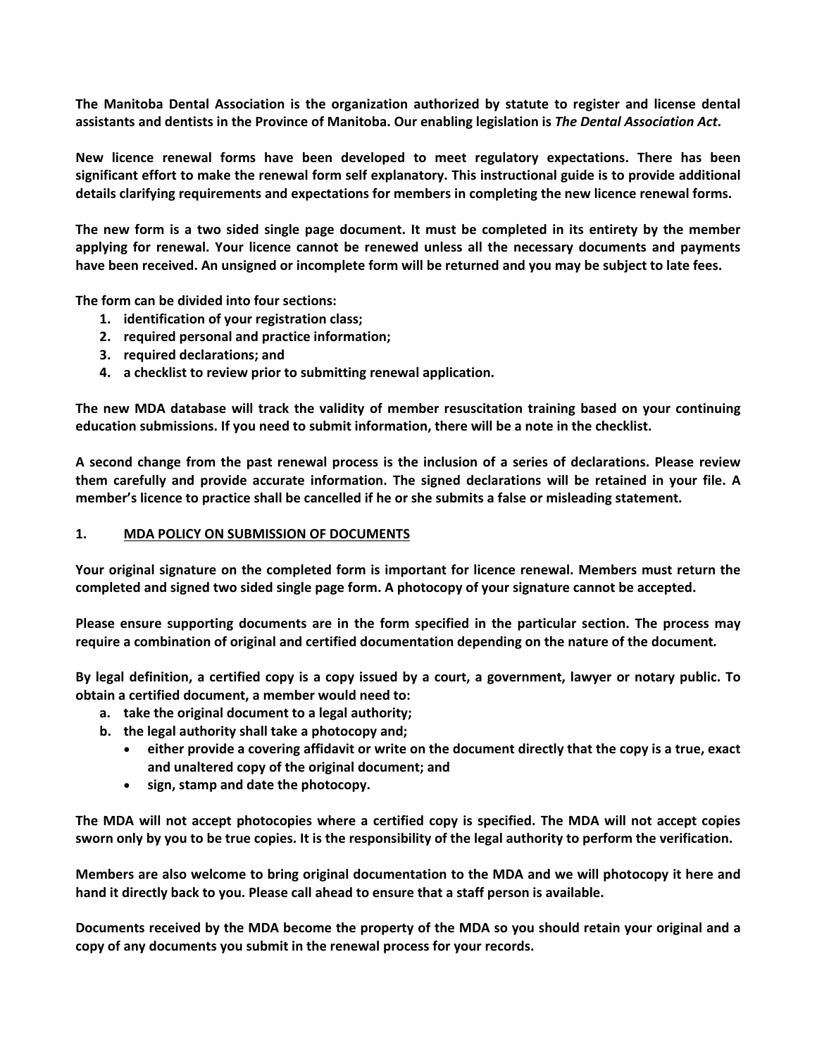**The Manitoba Dental Association is the organization authorized by statute to register and license dental assistants and dentists in the Province of Manitoba. Our enabling legislation is *The Dental Association Act*.**

**New licence renewal forms have been developed to meet regulatory expectations. There has been significant effort to make the renewal form self explanatory. This instructional guide is to provide additional details clarifying requirements and expectations for members in completing the new licence renewal forms.**

**The new form is a two sided single page document. It must be completed in its entirety by the member applying for renewal. Your licence cannot be renewed unless all the necessary documents and payments have been received. An unsigned or incomplete form will be returned and you may be subject to late fees.**

**The form can be divided into four sections:**

1. **identification of your registration class;**
2. **required personal and practice information;**
3. **required declarations; and**
4. **a checklist to review prior to submitting renewal application.**

**The new MDA database will track the validity of member resuscitation training based on your continuing education submissions. If you need to submit information, there will be a note in the checklist.**

**A second change from the past renewal process is the inclusion of a series of declarations. Please review them carefully and provide accurate information. The signed declarations will be retained in your file. A member's licence to practice shall be cancelled if he or she submits a false or misleading statement.**

## 1. MDA POLICY ON SUBMISSION OF DOCUMENTS

**Your original signature on the completed form is important for licence renewal. Members must return the completed and signed two sided single page form. A photocopy of your signature cannot be accepted.**

**Please ensure supporting documents are in the form specified in the particular section. The process may require a combination of original and certified documentation depending on the nature of the document.**

**By legal definition, a certified copy is a copy issued by a court, a government, lawyer or notary public. To obtain a certified document, a member would need to:**

a. **take the original document to a legal authority;**
b. **the legal authority shall take a photocopy and;**
   - **either provide a covering affidavit or write on the document directly that the copy is a true, exact and unaltered copy of the original document; and**
   - **sign, stamp and date the photocopy.**

**The MDA will not accept photocopies where a certified copy is specified. The MDA will not accept copies sworn only by you to be true copies. It is the responsibility of the legal authority to perform the verification.**

**Members are also welcome to bring original documentation to the MDA and we will photocopy it here and hand it directly back to you. Please call ahead to ensure that a staff person is available.**

**Documents received by the MDA become the property of the MDA so you should retain your original and a copy of any documents you submit in the renewal process for your records.**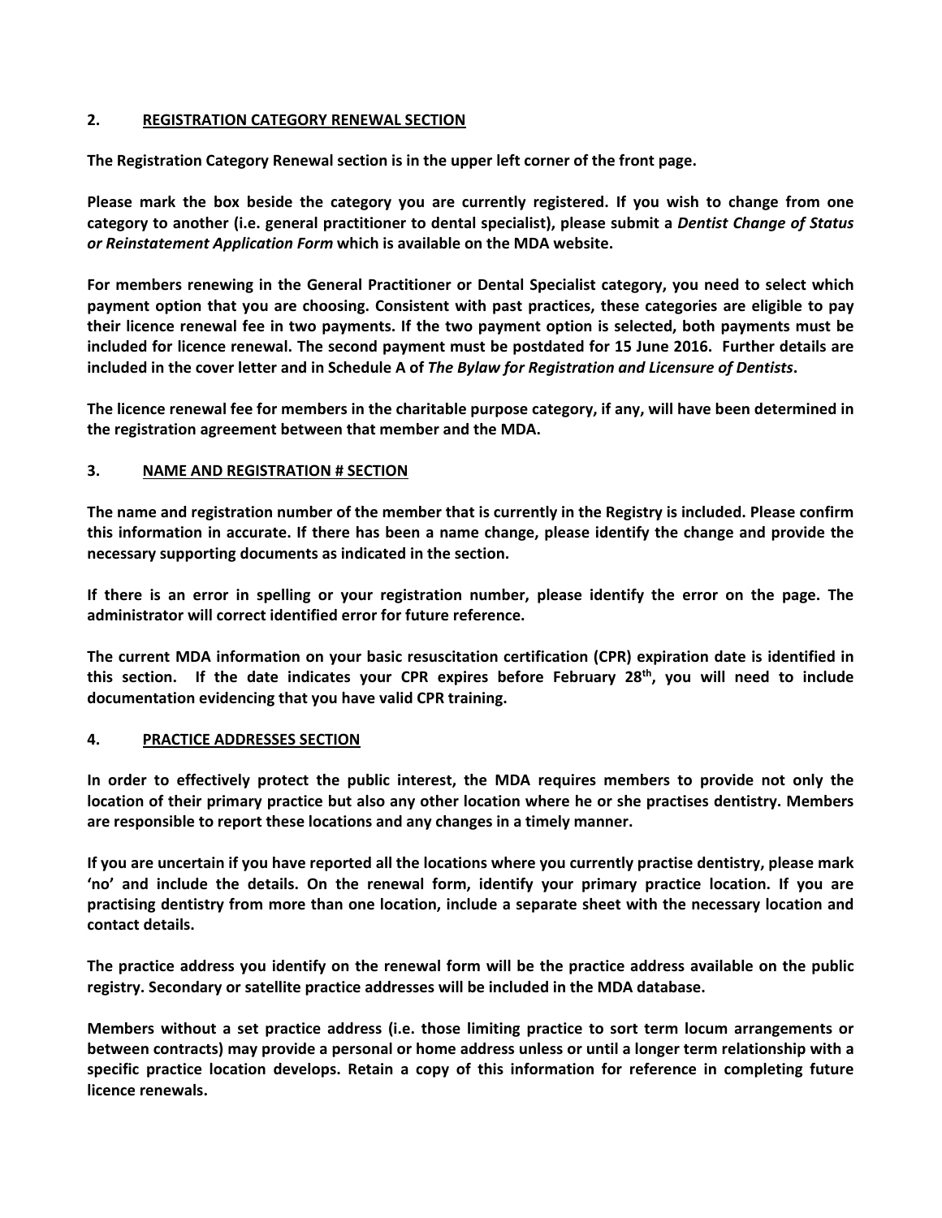## 2. REGISTRATION CATEGORY RENEWAL SECTION

**The Registration Category Renewal section is in the upper left corner of the front page.**

**Please mark the box beside the category you are currently registered. If you wish to change from one category to another (i.e. general practitioner to dental specialist), please submit a *Dentist Change of Status or Reinstatement Application Form* which is available on the MDA website.**

**For members renewing in the General Practitioner or Dental Specialist category, you need to select which payment option that you are choosing. Consistent with past practices, these categories are eligible to pay their licence renewal fee in two payments. If the two payment option is selected, both payments must be included for licence renewal. The second payment must be postdated for 15 June 2016. Further details are included in the cover letter and in Schedule A of *The Bylaw for Registration and Licensure of Dentists*.**

**The licence renewal fee for members in the charitable purpose category, if any, will have been determined in the registration agreement between that member and the MDA.**

## 3. NAME AND REGISTRATION # SECTION

**The name and registration number of the member that is currently in the Registry is included. Please confirm this information in accurate. If there has been a name change, please identify the change and provide the necessary supporting documents as indicated in the section.**

**If there is an error in spelling or your registration number, please identify the error on the page. The administrator will correct identified error for future reference.**

**The current MDA information on your basic resuscitation certification (CPR) expiration date is identified in this section. If the date indicates your CPR expires before February 28th, you will need to include documentation evidencing that you have valid CPR training.**

## 4. PRACTICE ADDRESSES SECTION

**In order to effectively protect the public interest, the MDA requires members to provide not only the location of their primary practice but also any other location where he or she practises dentistry. Members are responsible to report these locations and any changes in a timely manner.**

**If you are uncertain if you have reported all the locations where you currently practise dentistry, please mark 'no' and include the details. On the renewal form, identify your primary practice location. If you are practising dentistry from more than one location, include a separate sheet with the necessary location and contact details.**

**The practice address you identify on the renewal form will be the practice address available on the public registry. Secondary or satellite practice addresses will be included in the MDA database.**

**Members without a set practice address (i.e. those limiting practice to sort term locum arrangements or between contracts) may provide a personal or home address unless or until a longer term relationship with a specific practice location develops. Retain a copy of this information for reference in completing future licence renewals.**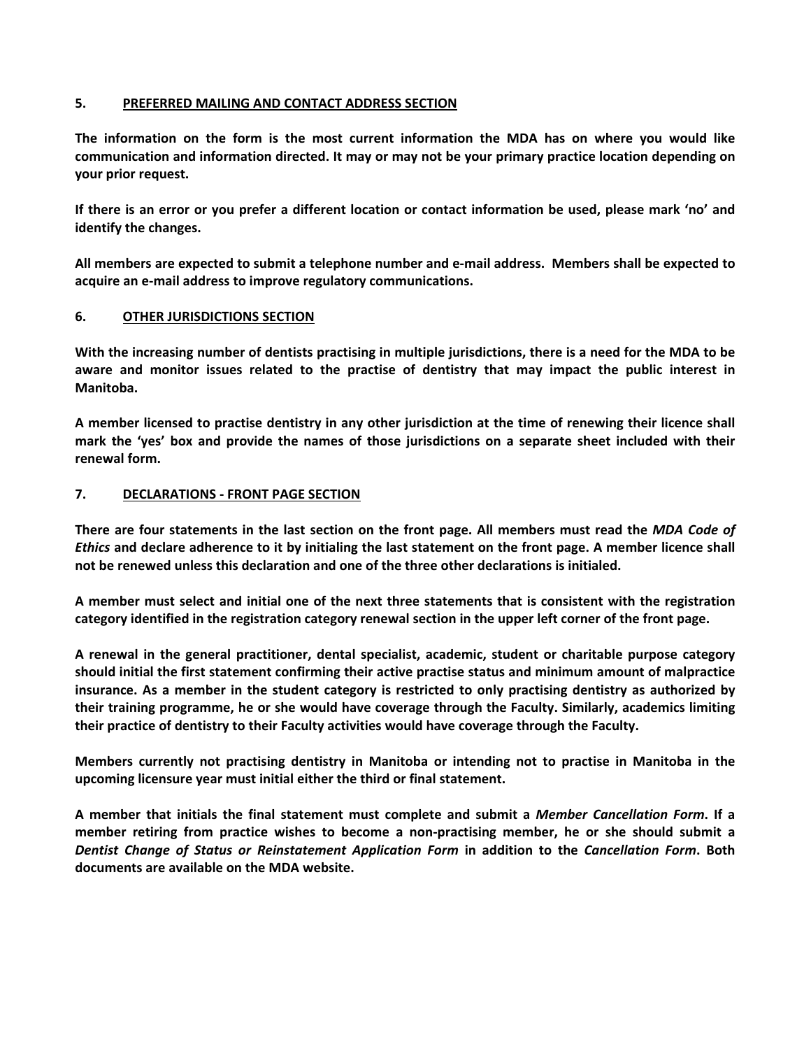## 5. PREFERRED MAILING AND CONTACT ADDRESS SECTION

**The information on the form is the most current information the MDA has on where you would like communication and information directed. It may or may not be your primary practice location depending on your prior request.**

**If there is an error or you prefer a different location or contact information be used, please mark 'no' and identify the changes.**

**All members are expected to submit a telephone number and e-mail address. Members shall be expected to acquire an e-mail address to improve regulatory communications.**

## 6. OTHER JURISDICTIONS SECTION

**With the increasing number of dentists practising in multiple jurisdictions, there is a need for the MDA to be aware and monitor issues related to the practise of dentistry that may impact the public interest in Manitoba.**

**A member licensed to practise dentistry in any other jurisdiction at the time of renewing their licence shall mark the 'yes' box and provide the names of those jurisdictions on a separate sheet included with their renewal form.**

## 7. DECLARATIONS - FRONT PAGE SECTION

**There are four statements in the last section on the front page. All members must read the *MDA Code of Ethics* and declare adherence to it by initialing the last statement on the front page. A member licence shall not be renewed unless this declaration and one of the three other declarations is initialed.**

**A member must select and initial one of the next three statements that is consistent with the registration category identified in the registration category renewal section in the upper left corner of the front page.**

**A renewal in the general practitioner, dental specialist, academic, student or charitable purpose category should initial the first statement confirming their active practise status and minimum amount of malpractice insurance. As a member in the student category is restricted to only practising dentistry as authorized by their training programme, he or she would have coverage through the Faculty. Similarly, academics limiting their practice of dentistry to their Faculty activities would have coverage through the Faculty.**

**Members currently not practising dentistry in Manitoba or intending not to practise in Manitoba in the upcoming licensure year must initial either the third or final statement.**

**A member that initials the final statement must complete and submit a *Member Cancellation Form*. If a member retiring from practice wishes to become a non-practising member, he or she should submit a *Dentist Change of Status or Reinstatement Application Form* in addition to the *Cancellation Form*. Both documents are available on the MDA website.**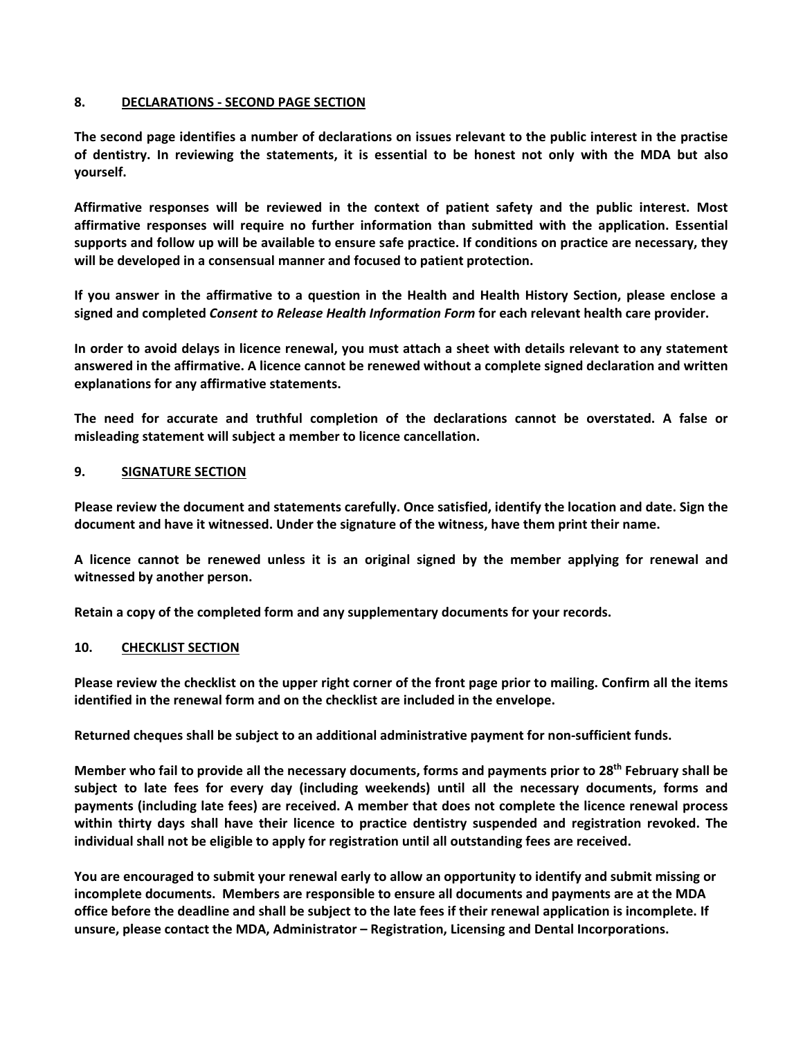## 8. DECLARATIONS - SECOND PAGE SECTION

**The second page identifies a number of declarations on issues relevant to the public interest in the practise of dentistry. In reviewing the statements, it is essential to be honest not only with the MDA but also yourself.**

**Affirmative responses will be reviewed in the context of patient safety and the public interest. Most affirmative responses will require no further information than submitted with the application. Essential supports and follow up will be available to ensure safe practice. If conditions on practice are necessary, they will be developed in a consensual manner and focused to patient protection.**

**If you answer in the affirmative to a question in the Health and Health History Section, please enclose a signed and completed *Consent to Release Health Information Form* for each relevant health care provider.**

**In order to avoid delays in licence renewal, you must attach a sheet with details relevant to any statement answered in the affirmative. A licence cannot be renewed without a complete signed declaration and written explanations for any affirmative statements.**

**The need for accurate and truthful completion of the declarations cannot be overstated. A false or misleading statement will subject a member to licence cancellation.**

## 9. SIGNATURE SECTION

**Please review the document and statements carefully. Once satisfied, identify the location and date. Sign the document and have it witnessed. Under the signature of the witness, have them print their name.**

**A licence cannot be renewed unless it is an original signed by the member applying for renewal and witnessed by another person.**

**Retain a copy of the completed form and any supplementary documents for your records.**

## 10. CHECKLIST SECTION

**Please review the checklist on the upper right corner of the front page prior to mailing. Confirm all the items identified in the renewal form and on the checklist are included in the envelope.**

**Returned cheques shall be subject to an additional administrative payment for non-sufficient funds.**

**Member who fail to provide all the necessary documents, forms and payments prior to 28th February shall be subject to late fees for every day (including weekends) until all the necessary documents, forms and payments (including late fees) are received. A member that does not complete the licence renewal process within thirty days shall have their licence to practice dentistry suspended and registration revoked. The individual shall not be eligible to apply for registration until all outstanding fees are received.**

**You are encouraged to submit your renewal early to allow an opportunity to identify and submit missing or incomplete documents. Members are responsible to ensure all documents and payments are at the MDA office before the deadline and shall be subject to the late fees if their renewal application is incomplete. If unsure, please contact the MDA, Administrator – Registration, Licensing and Dental Incorporations.**